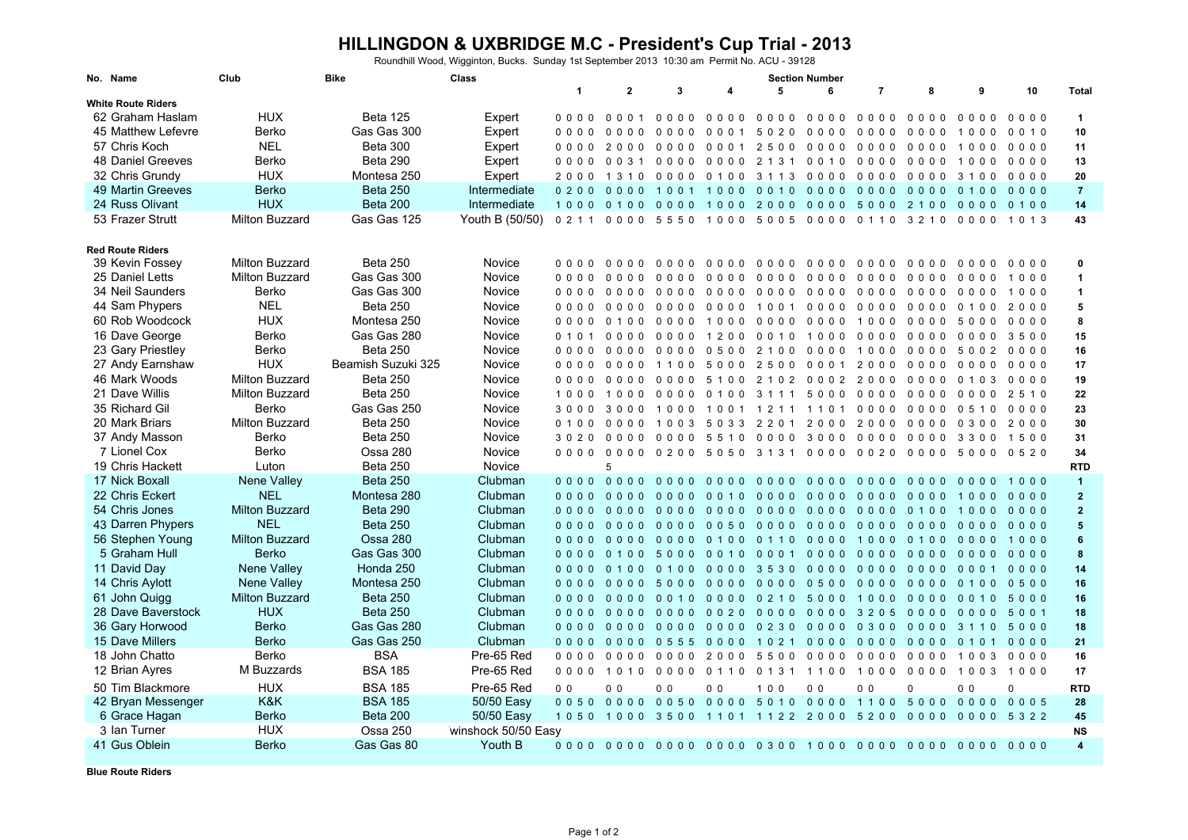# HILLINGDON & UXBRIDGE M.C - President's Cup Trial - 2013

Roundhill Wood, Wigginton, Bucks. Sunday 1st September 2013 10:30 am Permit No. ACU - 39128

| No. | Name | Club | Bike | Class | 1 | 2 | 3 | 4 | 5 | 6 | 7 | 8 | 9 | 10 | Total |
|---|---|---|---|---|---|---|---|---|---|---|---|---|---|---|---|
| **White Route Riders** | | | | | | | | | | | | | | | |
| 62 | Graham Haslam | HUX | Beta 125 | Expert | 0 0 0 0 | 0 0 0 1 | 0 0 0 0 | 0 0 0 0 | 0 0 0 0 | 0 0 0 0 | 0 0 0 0 | 0 0 0 0 | 0 0 0 0 | 0 0 0 0 | **1** |
| 45 | Matthew Lefevre | Berko | Gas Gas 300 | Expert | 0 0 0 0 | 0 0 0 0 | 0 0 0 0 | 0 0 0 1 | 5 0 2 0 | 0 0 0 0 | 0 0 0 0 | 0 0 0 0 | 1 0 0 0 | 0 0 1 0 | **10** |
| 57 | Chris Koch | NEL | Beta 300 | Expert | 0 0 0 0 | 2 0 0 0 | 0 0 0 0 | 0 0 0 1 | 2 5 0 0 | 0 0 0 0 | 0 0 0 0 | 0 0 0 0 | 1 0 0 0 | 0 0 0 0 | **11** |
| 48 | Daniel Greeves | Berko | Beta 290 | Expert | 0 0 0 0 | 0 0 3 1 | 0 0 0 0 | 0 0 0 0 | 2 1 3 1 | 0 0 1 0 | 0 0 0 0 | 0 0 0 0 | 1 0 0 0 | 0 0 0 0 | **13** |
| 32 | Chris Grundy | HUX | Montesa 250 | Expert | 2 0 0 0 | 1 3 1 0 | 0 0 0 0 | 0 1 0 0 | 3 1 1 3 | 0 0 0 0 | 0 0 0 0 | 0 0 0 0 | 3 1 0 0 | 0 0 0 0 | **20** |
| 49 | Martin Greeves | Berko | Beta 250 | Intermediate | 0 2 0 0 | 0 0 0 0 | 1 0 0 1 | 1 0 0 0 | 0 0 1 0 | 0 0 0 0 | 0 0 0 0 | 0 0 0 0 | 0 1 0 0 | 0 0 0 0 | **7** |
| 24 | Russ Olivant | HUX | Beta 200 | Intermediate | 1 0 0 0 | 0 1 0 0 | 0 0 0 0 | 1 0 0 0 | 2 0 0 0 | 0 0 0 0 | 5 0 0 0 | 2 1 0 0 | 0 0 0 0 | 0 1 0 0 | **14** |
| 53 | Frazer Strutt | Milton Buzzard | Gas Gas 125 | Youth B (50/50) | 0 2 1 1 | 0 0 0 0 | 5 5 5 0 | 1 0 0 0 | 5 0 0 5 | 0 0 0 0 | 0 1 1 0 | 3 2 1 0 | 0 0 0 0 | 1 0 1 3 | **43** |
| **Red Route Riders** | | | | | | | | | | | | | | | |
| 39 | Kevin Fossey | Milton Buzzard | Beta 250 | Novice | 0 0 0 0 | 0 0 0 0 | 0 0 0 0 | 0 0 0 0 | 0 0 0 0 | 0 0 0 0 | 0 0 0 0 | 0 0 0 0 | 0 0 0 0 | 0 0 0 0 | **0** |
| 25 | Daniel Letts | Milton Buzzard | Gas Gas 300 | Novice | 0 0 0 0 | 0 0 0 0 | 0 0 0 0 | 0 0 0 0 | 0 0 0 0 | 0 0 0 0 | 0 0 0 0 | 0 0 0 0 | 0 0 0 0 | 1 0 0 0 | **1** |
| 34 | Neil Saunders | Berko | Gas Gas 300 | Novice | 0 0 0 0 | 0 0 0 0 | 0 0 0 0 | 0 0 0 0 | 0 0 0 0 | 0 0 0 0 | 0 0 0 0 | 0 0 0 0 | 0 0 0 0 | 1 0 0 0 | **1** |
| 44 | Sam Phypers | NEL | Beta 250 | Novice | 0 0 0 0 | 0 0 0 0 | 0 0 0 0 | 0 0 0 0 | 1 0 0 1 | 0 0 0 0 | 0 0 0 0 | 0 0 0 0 | 0 1 0 0 | 2 0 0 0 | **5** |
| 60 | Rob Woodcock | HUX | Montesa 250 | Novice | 0 0 0 0 | 0 1 0 0 | 0 0 0 0 | 1 0 0 0 | 0 0 0 0 | 0 0 0 0 | 1 0 0 0 | 0 0 0 0 | 5 0 0 0 | 0 0 0 0 | **8** |
| 16 | Dave George | Berko | Gas Gas 280 | Novice | 0 1 0 1 | 0 0 0 0 | 0 0 0 0 | 1 2 0 0 | 0 0 1 0 | 1 0 0 0 | 0 0 0 0 | 0 0 0 0 | 0 0 0 0 | 3 5 0 0 | **15** |
| 23 | Gary Priestley | Berko | Beta 250 | Novice | 0 0 0 0 | 0 0 0 0 | 0 0 0 0 | 0 5 0 0 | 2 1 0 0 | 0 0 0 0 | 1 0 0 0 | 0 0 0 0 | 5 0 0 2 | 0 0 0 0 | **16** |
| 27 | Andy Earnshaw | HUX | Beamish Suzuki 325 | Novice | 0 0 0 0 | 0 0 0 0 | 1 1 0 0 | 5 0 0 0 | 2 5 0 0 | 0 0 0 1 | 2 0 0 0 | 0 0 0 0 | 0 0 0 0 | 0 0 0 0 | **17** |
| 46 | Mark Woods | Milton Buzzard | Beta 250 | Novice | 0 0 0 0 | 0 0 0 0 | 0 0 0 0 | 5 1 0 0 | 2 1 0 2 | 0 0 0 2 | 2 0 0 0 | 0 0 0 0 | 0 1 0 3 | 0 0 0 0 | **19** |
| 21 | Dave Willis | Milton Buzzard | Beta 250 | Novice | 1 0 0 0 | 1 0 0 0 | 0 0 0 0 | 0 1 0 0 | 3 1 1 1 | 5 0 0 0 | 0 0 0 0 | 0 0 0 0 | 0 0 0 0 | 2 5 1 0 | **22** |
| 35 | Richard Gil | Berko | Gas Gas 250 | Novice | 3 0 0 0 | 3 0 0 0 | 1 0 0 0 | 1 0 0 1 | 1 2 1 1 | 1 1 0 1 | 0 0 0 0 | 0 0 0 0 | 0 5 1 0 | 0 0 0 0 | **23** |
| 20 | Mark Briars | Milton Buzzard | Beta 250 | Novice | 0 1 0 0 | 0 0 0 0 | 1 0 0 3 | 5 0 3 3 | 2 2 0 1 | 2 0 0 0 | 2 0 0 0 | 0 0 0 0 | 0 3 0 0 | 2 0 0 0 | **30** |
| 37 | Andy Masson | Berko | Beta 250 | Novice | 3 0 2 0 | 0 0 0 0 | 0 0 0 0 | 5 5 1 0 | 0 0 0 0 | 3 0 0 0 | 0 0 0 0 | 0 0 0 0 | 3 3 0 0 | 1 5 0 0 | **31** |
| 7 | Lionel Cox | Berko | Ossa 280 | Novice | 0 0 0 0 | 0 0 0 0 | 0 2 0 0 | 5 0 5 0 | 3 1 3 1 | 0 0 0 0 | 0 0 2 0 | 0 0 0 0 | 5 0 0 0 | 0 5 2 0 | **34** |
| 19 | Chris Hackett | Luton | Beta 250 | Novice | | 5 | | | | | | | | | **RTD** |
| 17 | Nick Boxall | Nene Valley | Beta 250 | Clubman | 0 0 0 0 | 0 0 0 0 | 0 0 0 0 | 0 0 0 0 | 0 0 0 0 | 0 0 0 0 | 0 0 0 0 | 0 0 0 0 | 0 0 0 0 | 1 0 0 0 | **1** |
| 22 | Chris Eckert | NEL | Montesa 280 | Clubman | 0 0 0 0 | 0 0 0 0 | 0 0 0 0 | 0 0 1 0 | 0 0 0 0 | 0 0 0 0 | 0 0 0 0 | 0 0 0 0 | 1 0 0 0 | 0 0 0 0 | **2** |
| 54 | Chris Jones | Milton Buzzard | Beta 290 | Clubman | 0 0 0 0 | 0 0 0 0 | 0 0 0 0 | 0 0 0 0 | 0 0 0 0 | 0 0 0 0 | 0 0 0 0 | 0 1 0 0 | 1 0 0 0 | 0 0 0 0 | **2** |
| 43 | Darren Phypers | NEL | Beta 250 | Clubman | 0 0 0 0 | 0 0 0 0 | 0 0 0 0 | 0 0 5 0 | 0 0 0 0 | 0 0 0 0 | 0 0 0 0 | 0 0 0 0 | 0 0 0 0 | 0 0 0 0 | **5** |
| 56 | Stephen Young | Milton Buzzard | Ossa 280 | Clubman | 0 0 0 0 | 0 0 0 0 | 0 0 0 0 | 0 1 0 0 | 0 1 1 0 | 0 0 0 0 | 1 0 0 0 | 0 1 0 0 | 0 0 0 0 | 1 0 0 0 | **6** |
| 5 | Graham Hull | Berko | Gas Gas 300 | Clubman | 0 0 0 0 | 0 1 0 0 | 5 0 0 0 | 0 0 1 0 | 0 0 0 1 | 0 0 0 0 | 0 0 0 0 | 0 0 0 0 | 0 0 0 0 | 0 0 0 0 | **8** |
| 11 | David Day | Nene Valley | Honda 250 | Clubman | 0 0 0 0 | 0 1 0 0 | 0 1 0 0 | 0 0 0 0 | 3 5 3 0 | 0 0 0 0 | 0 0 0 0 | 0 0 0 0 | 0 0 0 1 | 0 0 0 0 | **14** |
| 14 | Chris Aylott | Nene Valley | Montesa 250 | Clubman | 0 0 0 0 | 0 0 0 0 | 5 0 0 0 | 0 0 0 0 | 0 0 0 0 | 0 5 0 0 | 0 0 0 0 | 0 0 0 0 | 0 1 0 0 | 0 5 0 0 | **16** |
| 61 | John Quigg | Milton Buzzard | Beta 250 | Clubman | 0 0 0 0 | 0 0 0 0 | 0 0 1 0 | 0 0 0 0 | 0 2 1 0 | 5 0 0 0 | 1 0 0 0 | 0 0 0 0 | 0 0 1 0 | 5 0 0 0 | **16** |
| 28 | Dave Baverstock | HUX | Beta 250 | Clubman | 0 0 0 0 | 0 0 0 0 | 0 0 0 0 | 0 0 2 0 | 0 0 0 0 | 0 0 0 0 | 3 2 0 5 | 0 0 0 0 | 0 0 0 0 | 5 0 0 1 | **18** |
| 36 | Gary Horwood | Berko | Gas Gas 280 | Clubman | 0 0 0 0 | 0 0 0 0 | 0 0 0 0 | 0 0 0 0 | 0 2 3 0 | 0 0 0 0 | 0 3 0 0 | 0 0 0 0 | 3 1 1 0 | 5 0 0 0 | **18** |
| 15 | Dave Millers | Berko | Gas Gas 250 | Clubman | 0 0 0 0 | 0 0 0 0 | 0 5 5 5 | 0 0 0 0 | 1 0 2 1 | 0 0 0 0 | 0 0 0 0 | 0 0 0 0 | 0 1 0 1 | 0 0 0 0 | **21** |
| 18 | John Chatto | Berko | BSA | Pre-65 Red | 0 0 0 0 | 0 0 0 0 | 0 0 0 0 | 2 0 0 0 | 5 5 0 0 | 0 0 0 0 | 0 0 0 0 | 0 0 0 0 | 1 0 0 3 | 0 0 0 0 | **16** |
| 12 | Brian Ayres | M Buzzards | BSA 185 | Pre-65 Red | 0 0 0 0 | 1 0 1 0 | 0 0 0 0 | 0 1 1 0 | 0 1 3 1 | 1 1 0 0 | 1 0 0 0 | 0 0 0 0 | 1 0 0 3 | 1 0 0 0 | **17** |
| 50 | Tim Blackmore | HUX | BSA 185 | Pre-65 Red | 0 0 | 0 0 | 0 0 | 0 0 | 1 0 0 | 0 0 | 0 0 | 0 | 0 0 | 0 | **RTD** |
| 42 | Bryan Messenger | K&K | BSA 185 | 50/50 Easy | 0 0 5 0 | 0 0 0 0 | 0 0 5 0 | 0 0 0 0 | 5 0 1 0 | 0 0 0 0 | 1 1 0 0 | 5 0 0 0 | 0 0 0 0 | 0 0 0 5 | **28** |
| 6 | Grace Hagan | Berko | Beta 200 | 50/50 Easy | 1 0 5 0 | 1 0 0 0 | 3 5 0 0 | 1 1 0 1 | 1 1 2 2 | 2 0 0 0 | 5 2 0 0 | 0 0 0 0 | 0 0 0 0 | 5 3 2 2 | **45** |
| 3 | Ian Turner | HUX | Ossa 250 | winshock 50/50 Easy | | | | | | | | | | | **NS** |
| 41 | Gus Oblein | Berko | Gas Gas 80 | Youth B | 0 0 0 0 | 0 0 0 0 | 0 0 0 0 | 0 0 0 0 | 0 3 0 0 | 1 0 0 0 | 0 0 0 0 | 0 0 0 0 | 0 0 0 0 | 0 0 0 0 | **4** |

**Blue Route Riders**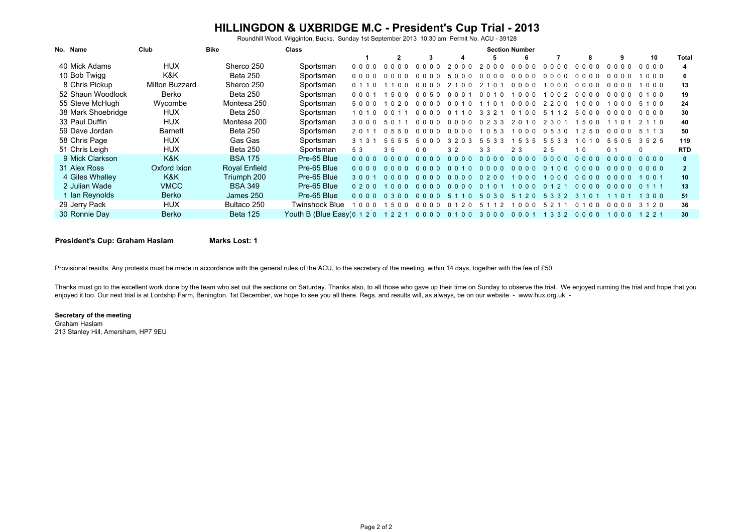# HILLINGDON & UXBRIDGE M.C - President's Cup Trial - 2013

Roundhill Wood, Wigginton, Bucks. Sunday 1st September 2013 10:30 am Permit No. ACU - 39128

| No. | Name | Club | Bike | Class | Section Number | | | | | | | | | | Total |
|---|---|---|---|---|---|---|---|---|---|---|---|---|---|---|---|
| | | | | | 1 | 2 | 3 | 4 | 5 | 6 | 7 | 8 | 9 | 10 | |
| 40 | Mick Adams | HUX | Sherco 250 | Sportsman | 0 0 0 0 | 0 0 0 0 | 0 0 0 0 | 2 0 0 0 | 2 0 0 0 | 0 0 0 0 | 0 0 0 0 | 0 0 0 0 | 0 0 0 0 | 0 0 0 0 | 4 |
| 10 | Bob Twigg | K&K | Beta 250 | Sportsman | 0 0 0 0 | 0 0 0 0 | 0 0 0 0 | 5 0 0 0 | 0 0 0 0 | 0 0 0 0 | 0 0 0 0 | 0 0 0 0 | 0 0 0 0 | 1 0 0 0 | 6 |
| 8 | Chris Pickup | Milton Buzzard | Sherco 250 | Sportsman | 0 1 1 0 | 1 1 0 0 | 0 0 0 0 | 2 1 0 0 | 2 1 0 1 | 0 0 0 0 | 1 0 0 0 | 0 0 0 0 | 0 0 0 0 | 1 0 0 0 | 13 |
| 52 | Shaun Woodlock | Berko | Beta 250 | Sportsman | 0 0 0 1 | 1 5 0 0 | 0 0 5 0 | 0 0 0 1 | 0 0 1 0 | 1 0 0 0 | 1 0 0 2 | 0 0 0 0 | 0 0 0 0 | 0 1 0 0 | 19 |
| 55 | Steve McHugh | Wycombe | Montesa 250 | Sportsman | 5 0 0 0 | 1 0 2 0 | 0 0 0 0 | 0 0 1 0 | 1 1 0 1 | 0 0 0 0 | 2 2 0 0 | 1 0 0 0 | 1 0 0 0 | 5 1 0 0 | 24 |
| 38 | Mark Shoebridge | HUX | Beta 250 | Sportsman | 1 0 1 0 | 0 0 1 1 | 0 0 0 0 | 0 1 1 0 | 3 3 2 1 | 0 1 0 0 | 5 1 1 2 | 5 0 0 0 | 0 0 0 0 | 0 0 0 0 | 30 |
| 33 | Paul Duffin | HUX | Montesa 200 | Sportsman | 3 0 0 0 | 5 0 1 1 | 0 0 0 0 | 0 0 0 0 | 0 2 3 3 | 2 0 1 0 | 2 3 0 1 | 1 5 0 0 | 1 1 0 1 | 2 1 1 0 | 40 |
| 59 | Dave Jordan | Barnett | Beta 250 | Sportsman | 2 0 1 1 | 0 5 5 0 | 0 0 0 0 | 0 0 0 0 | 1 0 5 3 | 1 0 0 0 | 0 5 3 0 | 1 2 5 0 | 0 0 0 0 | 5 1 1 3 | 50 |
| 58 | Chris Page | HUX | Gas Gas | Sportsman | 3 1 3 1 | 5 5 5 5 | 5 0 0 0 | 3 2 0 3 | 5 5 3 3 | 1 5 3 5 | 5 5 3 3 | 1 0 1 0 | 5 5 0 5 | 3 5 2 5 | 119 |
| 51 | Chris Leigh | HUX | Beta 250 | Sportsman | 5 3 | 3 5 | 0 0 | 3 2 | 3 3 | 2 3 | 2 5 | 1 0 | 0 1 | 0 | RTD |
| 9 | Mick Clarkson | K&K | BSA 175 | Pre-65 Blue | 0 0 0 0 | 0 0 0 0 | 0 0 0 0 | 0 0 0 0 | 0 0 0 0 | 0 0 0 0 | 0 0 0 0 | 0 0 0 0 | 0 0 0 0 | 0 0 0 0 | 0 |
| 31 | Alex Ross | Oxford Ixion | Royal Enfield | Pre-65 Blue | 0 0 0 0 | 0 0 0 0 | 0 0 0 0 | 0 0 1 0 | 0 0 0 0 | 0 0 0 0 | 0 1 0 0 | 0 0 0 0 | 0 0 0 0 | 0 0 0 0 | 2 |
| 4 | Giles Whalley | K&K | Triumph 200 | Pre-65 Blue | 3 0 0 1 | 0 0 0 0 | 0 0 0 0 | 0 0 0 0 | 0 2 0 0 | 1 0 0 0 | 1 0 0 0 | 0 0 0 0 | 0 0 0 0 | 1 0 0 1 | 10 |
| 2 | Julian Wade | VMCC | BSA 349 | Pre-65 Blue | 0 2 0 0 | 1 0 0 0 | 0 0 0 0 | 0 0 0 0 | 0 1 0 1 | 1 0 0 0 | 0 1 2 1 | 0 0 0 0 | 0 0 0 0 | 0 1 1 1 | 13 |
| 1 | Ian Reynolds | Berko | James 250 | Pre-65 Blue | 0 0 0 0 | 0 3 0 0 | 0 0 0 0 | 5 1 1 0 | 5 0 3 0 | 5 1 2 0 | 5 3 3 2 | 3 1 0 1 | 1 1 0 1 | 1 3 0 0 | 51 |
| 29 | Jerry Pack | HUX | Bultaco 250 | Twinshock Blue | 1 0 0 0 | 1 5 0 0 | 0 0 0 0 | 0 1 2 0 | 5 1 1 2 | 1 0 0 0 | 5 2 1 1 | 0 1 0 0 | 0 0 0 0 | 3 1 2 0 | 36 |
| 30 | Ronnie Day | Berko | Beta 125 | Youth B (Blue Easy) | 0 1 2 0 | 1 2 2 1 | 0 0 0 0 | 0 1 0 0 | 3 0 0 0 | 0 0 0 1 | 1 3 3 2 | 0 0 0 0 | 1 0 0 0 | 1 2 2 1 | 30 |

**President's Cup: Graham Haslam** **Marks Lost: 1**

Provisional results. Any protests must be made in accordance with the general rules of the ACU, to the secretary of the meeting, within 14 days, together with the fee of £50.

Thanks must go to the excellent work done by the team who set out the sections on Saturday. Thanks also, to all those who gave up their time on Sunday to observe the trial. We enjoyed running the trial and hope that you enjoyed it too. Our next trial is at Lordship Farm, Benington. 1st December, we hope to see you all there. Regs. and results will, as always, be on our website - www.hux.org.uk -

**Secretary of the meeting**
Graham Haslam
213 Stanley Hill, Amersham, HP7 9EU